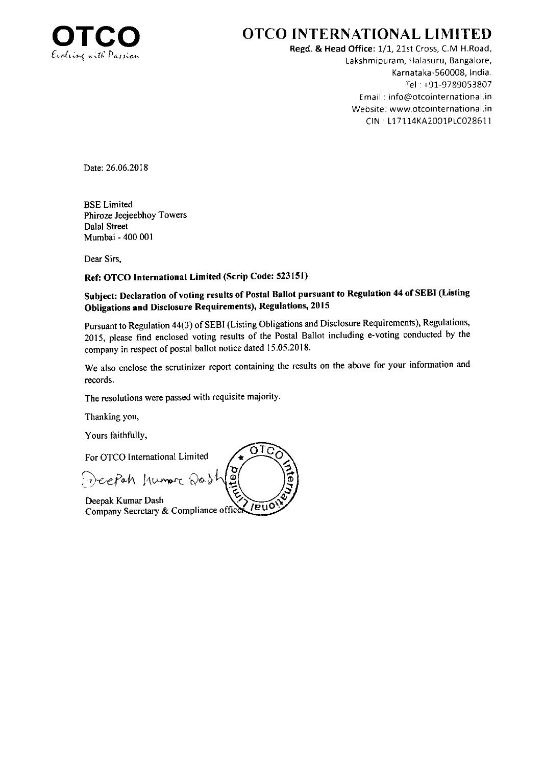**OTCO**
*Evolving with Passion*

# OTCO INTERNATIONAL LIMITED

**Regd. & Head Office:** 1/1, 21st Cross, C.M.H.Road,
Lakshmipuram, Halasuru, Bangalore,
Karnataka-560008, India.
Tel : +91-9789053807
Email : info@otcointernational.in
Website: www.otcointernational.in
CIN : L17114KA2001PLC028611

Date: 26.06.2018

BSE Limited
Phiroze Jeejeebhoy Towers
Dalal Street
Mumbai - 400 001

Dear Sirs,

**Ref: OTCO International Limited (Scrip Code: 523151)**

**Subject: Declaration of voting results of Postal Ballot pursuant to Regulation 44 of SEBI (Listing Obligations and Disclosure Requirements), Regulations, 2015**

Pursuant to Regulation 44(3) of SEBI (Listing Obligations and Disclosure Requirements), Regulations, 2015, please find enclosed voting results of the Postal Ballot including e-voting conducted by the company in respect of postal ballot notice dated 15.05.2018.

We also enclose the scrutinizer report containing the results on the above for your information and records.

The resolutions were passed with requisite majority.

Thanking you,

Yours faithfully,

For OTCO International Limited

Deepak Kumar Dash
Company Secretary & Compliance officer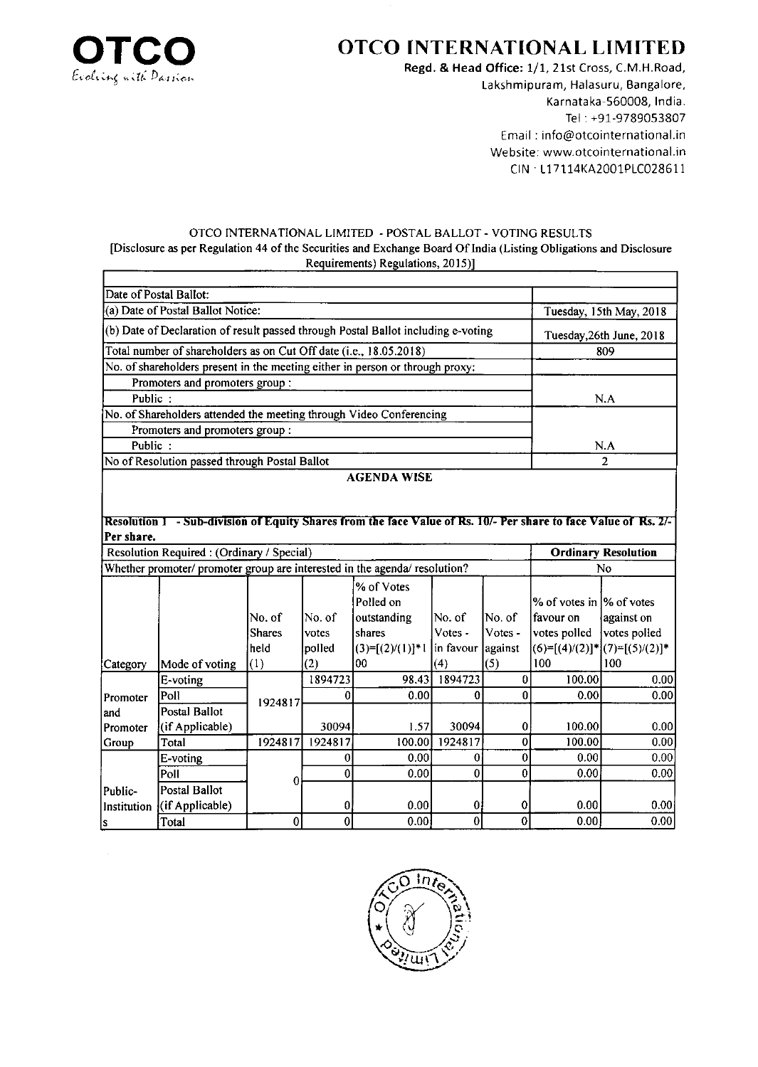# OTCO INTERNATIONAL LIMITED

OTCO
Evolving with Passion

**Regd. & Head Office:** 1/1, 21st Cross, C.M.H.Road, Lakshmipuram, Halasuru, Bangalore, Karnataka-560008, India.
Tel : +91-9789053807
Email : info@otcointernational.in
Website: www.otcointernational.in
CIN : L17114KA2001PLC028611

OTCO INTERNATIONAL LIMITED - POSTAL BALLOT - VOTING RESULTS
[Disclosure as per Regulation 44 of the Securities and Exchange Board Of India (Listing Obligations and Disclosure Requirements) Regulations, 2015)]

| | |
|---|---|
| Date of Postal Ballot: | |
| (a) Date of Postal Ballot Notice: | Tuesday, 15th May, 2018 |
| (b) Date of Declaration of result passed through Postal Ballot including e-voting | Tuesday,26th June, 2018 |
| Total number of shareholders as on Cut Off date (i.e., 18.05.2018) | 809 |
| No. of shareholders present in the meeting either in person or through proxy: | |
| Promoters and promoters group : | |
| Public : | N.A |
| No. of Shareholders attended the meeting through Video Conferencing | |
| Promoters and promoters group : | |
| Public : | N.A |
| No of Resolution passed through Postal Ballot | 2 |

**AGENDA WISE**

**Resolution 1 - Sub-division of Equity Shares from the face Value of Rs. 10/- Per share to face Value of Rs. 2/- Per share.**

| | |
|---|---|
| Resolution Required : (Ordinary / Special) | **Ordinary Resolution** |
| Whether promoter/ promoter group are interested in the agenda/ resolution? | No |

| Category | Mode of voting | No. of Shares held (1) | No. of votes polled (2) | % of Votes Polled on outstanding shares (3)=[(2)/(1)]*100 | No. of Votes - in favour (4) | No. of Votes - against (5) | % of votes in favour on votes polled (6)=[(4)/(2)]*100 | % of votes against on votes polled (7)=[(5)/(2)]*100 |
|---|---|---|---|---|---|---|---|---|
| Promoter and Promoter Group | E-voting | 1924817 | 1894723 | 98.43 | 1894723 | 0 | 100.00 | 0.00 |
| | Poll | | 0 | 0.00 | 0 | 0 | 0.00 | 0.00 |
| | Postal Ballot (if Applicable) | | 30094 | 1.57 | 30094 | 0 | 100.00 | 0.00 |
| | Total | 1924817 | 1924817 | 100.00 | 1924817 | 0 | 100.00 | 0.00 |
| Public-Institutions | E-voting | 0 | 0 | 0.00 | 0 | 0 | 0.00 | 0.00 |
| | Poll | | 0 | 0.00 | 0 | 0 | 0.00 | 0.00 |
| | Postal Ballot (if Applicable) | | 0 | 0.00 | 0 | 0 | 0.00 | 0.00 |
| | Total | 0 | 0 | 0.00 | 0 | 0 | 0.00 | 0.00 |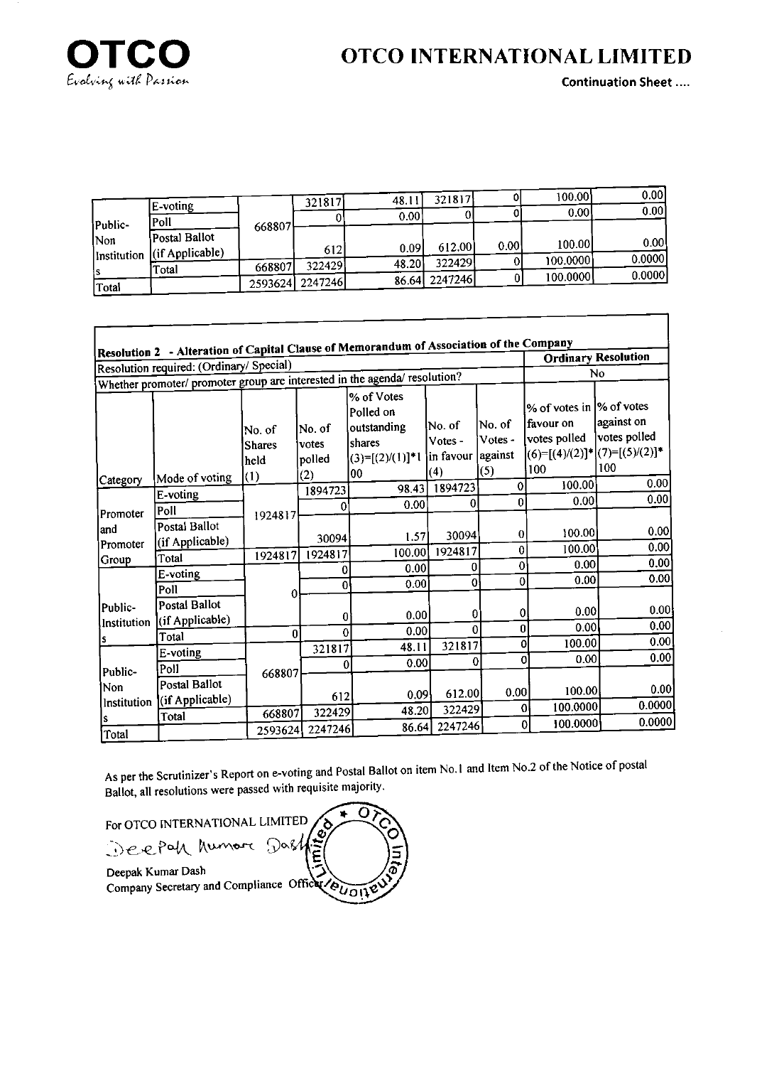# OTCO INTERNATIONAL LIMITED

Continuation Sheet ....

| Category | Mode of voting | No. of Shares held (1) | No. of votes polled (2) | % of Votes Polled on outstanding shares | No. of Votes - in favour (4) | No. of Votes - against (5) | % of votes in favour on votes polled | % of votes against on votes polled |
|---|---|---|---|---|---|---|---|---|
| Public-Non Institutions | E-voting | 668807 | 321817 | 48.11 | 321817 | 0 | 100.00 | 0.00 |
| | Poll | | 0 | 0.00 | 0 | 0 | 0.00 | 0.00 |
| | Postal Ballot (if Applicable) | | 612 | 0.09 | 612.00 | 0.00 | 100.00 | 0.00 |
| | Total | 668807 | 322429 | 48.20 | 322429 | 0 | 100.0000 | 0.0000 |
| Total | | 2593624 | 2247246 | 86.64 | 2247246 | 0 | 100.0000 | 0.0000 |

**Resolution 2 - Alteration of Capital Clause of Memorandum of Association of the Company**

| Resolution required: (Ordinary/ Special) | | | | | | | Ordinary Resolution | |
|---|---|---|---|---|---|---|---|---|
| Whether promoter/ promoter group are interested in the agenda/ resolution? | | | | | | | No | |
| Category | Mode of voting | No. of Shares held (1) | No. of votes polled (2) | % of Votes Polled on outstanding shares (3)=[(2)/(1)]*100 | No. of Votes - in favour (4) | No. of Votes - against (5) | % of votes in favour on votes polled (6)=[(4)/(2)]*100 | % of votes against on votes polled (7)=[(5)/(2)]*100 |
| Promoter and Promoter Group | E-voting | 1924817 | 1894723 | 98.43 | 1894723 | 0 | 100.00 | 0.00 |
| | Poll | | 0 | 0.00 | 0 | 0 | 0.00 | 0.00 |
| | Postal Ballot (if Applicable) | | 30094 | 1.57 | 30094 | 0 | 100.00 | 0.00 |
| | Total | 1924817 | 1924817 | 100.00 | 1924817 | 0 | 100.00 | 0.00 |
| Public-Institutions | E-voting | 0 | 0 | 0.00 | 0 | 0 | 0.00 | 0.00 |
| | Poll | | 0 | 0.00 | 0 | 0 | 0.00 | 0.00 |
| | Postal Ballot (if Applicable) | | 0 | 0.00 | 0 | 0 | 0.00 | 0.00 |
| | Total | 0 | 0 | 0.00 | 0 | 0 | 0.00 | 0.00 |
| Public-Non Institutions | E-voting | 668807 | 321817 | 48.11 | 321817 | 0 | 100.00 | 0.00 |
| | Poll | | 0 | 0.00 | 0 | 0 | 0.00 | 0.00 |
| | Postal Ballot (if Applicable) | | 612 | 0.09 | 612.00 | 0.00 | 100.00 | 0.00 |
| | Total | 668807 | 322429 | 48.20 | 322429 | 0 | 100.0000 | 0.0000 |
| Total | | 2593624 | 2247246 | 86.64 | 2247246 | 0 | 100.0000 | 0.0000 |

As per the Scrutinizer's Report on e-voting and Postal Ballot on item No.1 and Item No.2 of the Notice of postal Ballot, all resolutions were passed with requisite majority.

For OTCO INTERNATIONAL LIMITED

Deepak Kumar Dash

Deepak Kumar Dash
Company Secretary and Compliance Officer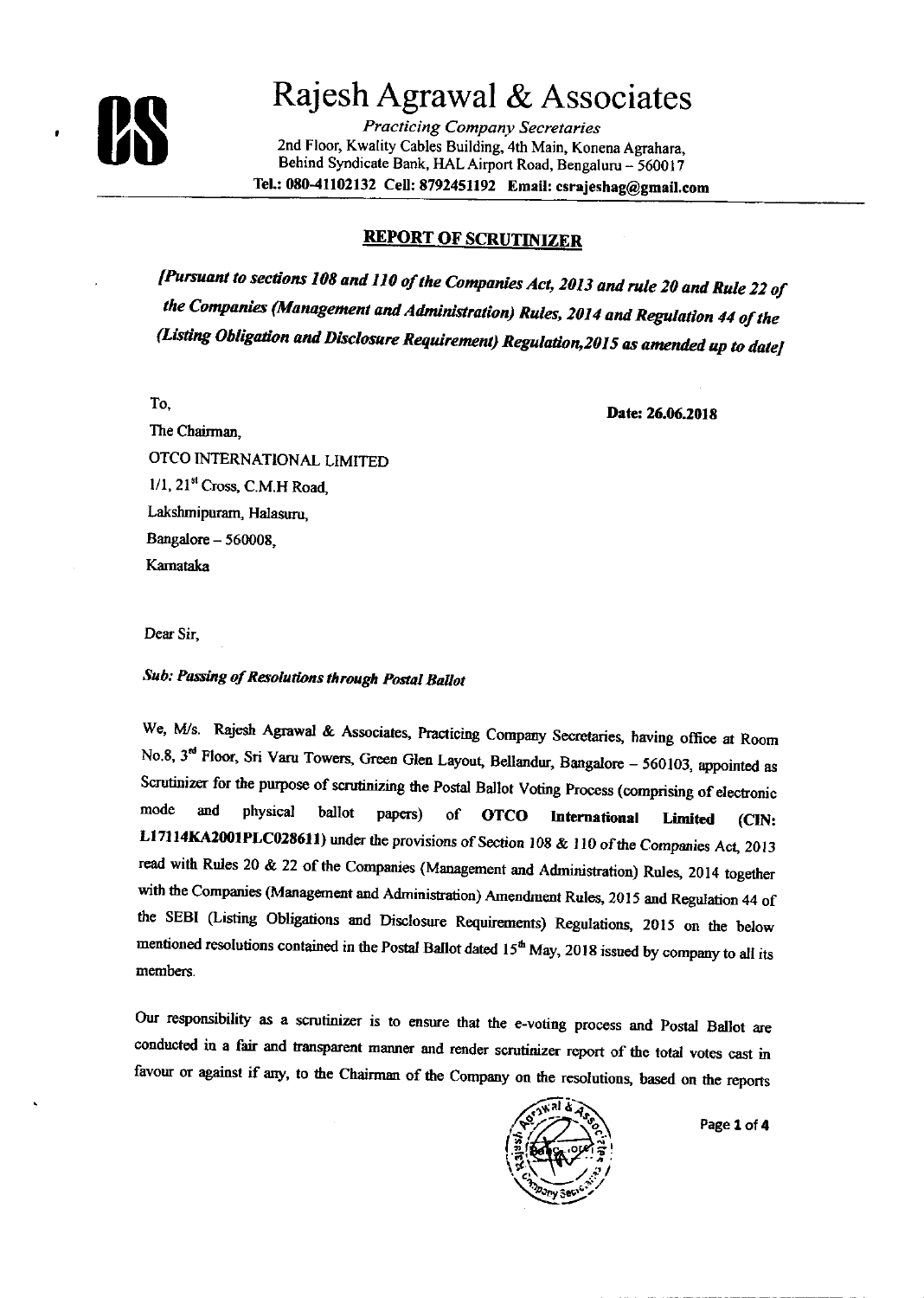# Rajesh Agrawal & Associates

*Practicing Company Secretaries*
2nd Floor, Kwality Cables Building, 4th Main, Konena Agrahara, Behind Syndicate Bank, HAL Airport Road, Bengaluru – 560017
**Tel.: 080-41102132 Cell: 8792451192 Email: csrajeshag@gmail.com**

## REPORT OF SCRUTINIZER

***[Pursuant to sections 108 and 110 of the Companies Act, 2013 and rule 20 and Rule 22 of the Companies (Management and Administration) Rules, 2014 and Regulation 44 of the (Listing Obligation and Disclosure Requirement) Regulation,2015 as amended up to date]***

To,

**Date: 26.06.2018**

The Chairman,
OTCO INTERNATIONAL LIMITED
1/1, 21st Cross, C.M.H Road,
Lakshmipuram, Halasuru,
Bangalore – 560008,
Karnataka

Dear Sir,

***Sub: Passing of Resolutions through Postal Ballot***

We, M/s. Rajesh Agrawal & Associates, Practicing Company Secretaries, having office at Room No.8, 3rd Floor, Sri Varu Towers, Green Glen Layout, Bellandur, Bangalore – 560103, appointed as Scrutinizer for the purpose of scrutinizing the Postal Ballot Voting Process (comprising of electronic mode and physical ballot papers) of **OTCO International Limited (CIN: L17114KA2001PLC028611)** under the provisions of Section 108 & 110 of the Companies Act, 2013 read with Rules 20 & 22 of the Companies (Management and Administration) Rules, 2014 together with the Companies (Management and Administration) Amendment Rules, 2015 and Regulation 44 of the SEBI (Listing Obligations and Disclosure Requirements) Regulations, 2015 on the below mentioned resolutions contained in the Postal Ballot dated 15th May, 2018 issued by company to all its members.

Our responsibility as a scrutinizer is to ensure that the e-voting process and Postal Ballot are conducted in a fair and transparent manner and render scrutinizer report of the total votes cast in favour or against if any, to the Chairman of the Company on the resolutions, based on the reports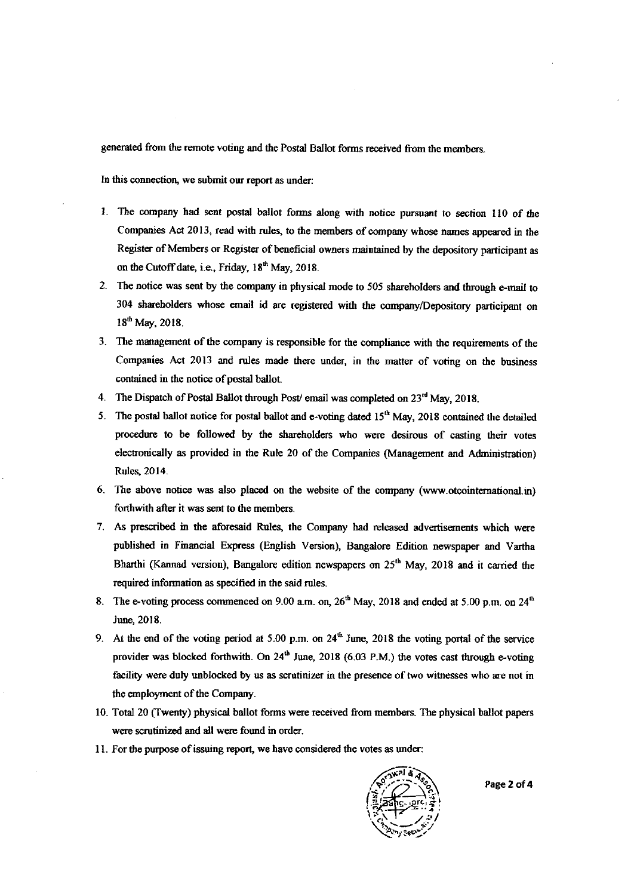generated from the remote voting and the Postal Ballot forms received from the members.

In this connection, we submit our report as under:

1. The company had sent postal ballot forms along with notice pursuant to section 110 of the Companies Act 2013, read with rules, to the members of company whose names appeared in the Register of Members or Register of beneficial owners maintained by the depository participant as on the Cutoff date, i.e., Friday, 18th May, 2018.
2. The notice was sent by the company in physical mode to 505 shareholders and through e-mail to 304 shareholders whose email id are registered with the company/Depository participant on 18th May, 2018.
3. The management of the company is responsible for the compliance with the requirements of the Companies Act 2013 and rules made there under, in the matter of voting on the business contained in the notice of postal ballot.
4. The Dispatch of Postal Ballot through Post/ email was completed on 23rd May, 2018.
5. The postal ballot notice for postal ballot and e-voting dated 15th May, 2018 contained the detailed procedure to be followed by the shareholders who were desirous of casting their votes electronically as provided in the Rule 20 of the Companies (Management and Administration) Rules, 2014.
6. The above notice was also placed on the website of the company (www.otcointernational.in) forthwith after it was sent to the members.
7. As prescribed in the aforesaid Rules, the Company had released advertisements which were published in Financial Express (English Version), Bangalore Edition newspaper and Vartha Bharthi (Kannad version), Bangalore edition newspapers on 25th May, 2018 and it carried the required information as specified in the said rules.
8. The e-voting process commenced on 9.00 a.m. on, 26th May, 2018 and ended at 5.00 p.m. on 24th June, 2018.
9. At the end of the voting period at 5.00 p.m. on 24th June, 2018 the voting portal of the service provider was blocked forthwith. On 24th June, 2018 (6.03 P.M.) the votes cast through e-voting facility were duly unblocked by us as scrutinizer in the presence of two witnesses who are not in the employment of the Company.
10. Total 20 (Twenty) physical ballot forms were received from members. The physical ballot papers were scrutinized and all were found in order.
11. For the purpose of issuing report, we have considered the votes as under: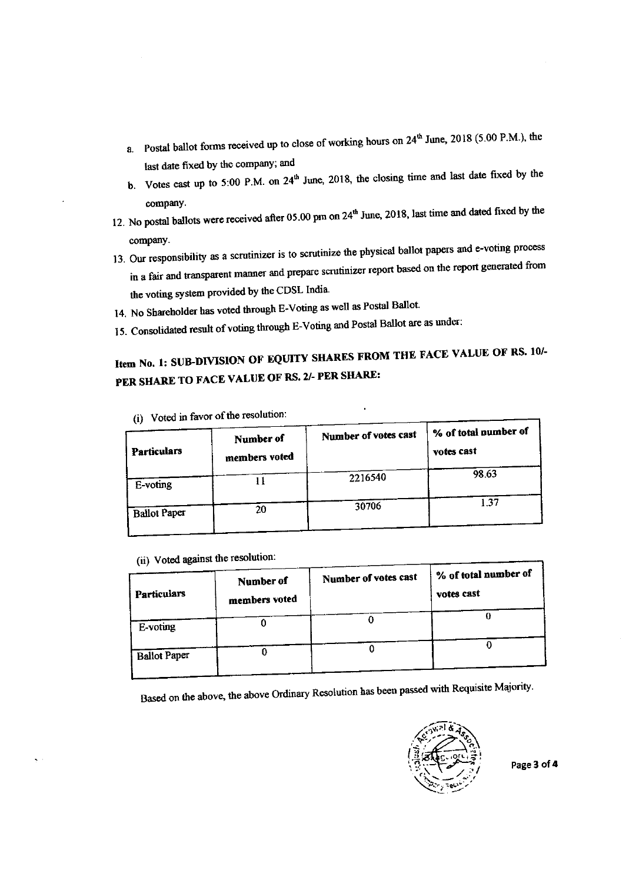a. Postal ballot forms received up to close of working hours on 24th June, 2018 (5.00 P.M.), the last date fixed by the company; and

b. Votes cast up to 5:00 P.M. on 24th June, 2018, the closing time and last date fixed by the company.

12. No postal ballots were received after 05.00 pm on 24th June, 2018, last time and dated fixed by the company.
13. Our responsibility as a scrutinizer is to scrutinize the physical ballot papers and e-voting process in a fair and transparent manner and prepare scrutinizer report based on the report generated from the voting system provided by the CDSL India.
14. No Shareholder has voted through E-Voting as well as Postal Ballot.
15. Consolidated result of voting through E-Voting and Postal Ballot are as under:

## Item No. 1: SUB-DIVISION OF EQUITY SHARES FROM THE FACE VALUE OF RS. 10/- PER SHARE TO FACE VALUE OF RS. 2/- PER SHARE:

(i) Voted in favor of the resolution:

| Particulars | Number of members voted | Number of votes cast | % of total number of votes cast |
|---|---|---|---|
| E-voting | 11 | 2216540 | 98.63 |
| Ballot Paper | 20 | 30706 | 1.37 |

(ii) Voted against the resolution:

| Particulars | Number of members voted | Number of votes cast | % of total number of votes cast |
|---|---|---|---|
| E-voting | 0 | 0 | 0 |
| Ballot Paper | 0 | 0 | 0 |

Based on the above, the above Ordinary Resolution has been passed with Requisite Majority.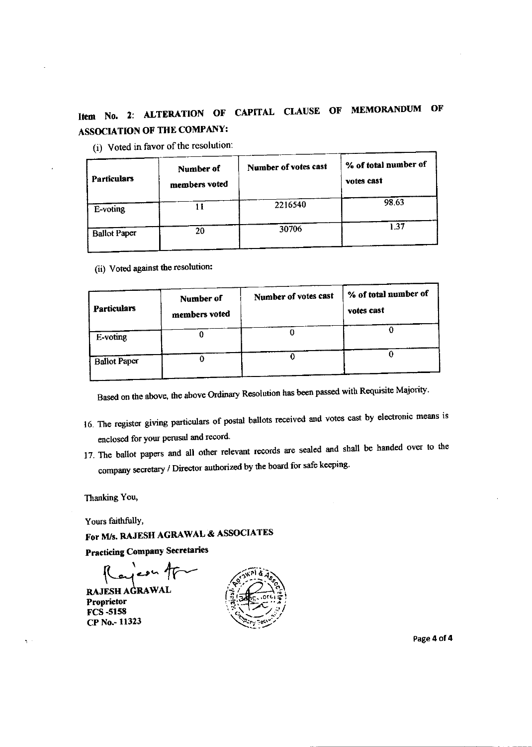## Item No. 2: ALTERATION OF CAPITAL CLAUSE OF MEMORANDUM OF ASSOCIATION OF THE COMPANY:

(i) Voted in favor of the resolution:

| Particulars | Number of members voted | Number of votes cast | % of total number of votes cast |
|---|---|---|---|
| E-voting | 11 | 2216540 | 98.63 |
| Ballot Paper | 20 | 30706 | 1.37 |

(ii) Voted against the resolution:

| Particulars | Number of members voted | Number of votes cast | % of total number of votes cast |
|---|---|---|---|
| E-voting | 0 | 0 | 0 |
| Ballot Paper | 0 | 0 | 0 |

Based on the above, the above Ordinary Resolution has been passed with Requisite Majority.

16. The register giving particulars of postal ballots received and votes cast by electronic means is enclosed for your perusal and record.
17. The ballot papers and all other relevant records are sealed and shall be handed over to the company secretary / Director authorized by the board for safe keeping.

Thanking You,

Yours faithfully,

**For M/s. RAJESH AGRAWAL & ASSOCIATES**

**Practicing Company Secretaries**

**RAJESH AGRAWAL**
**Proprietor**
**FCS -5158**
**CP No.- 11323**